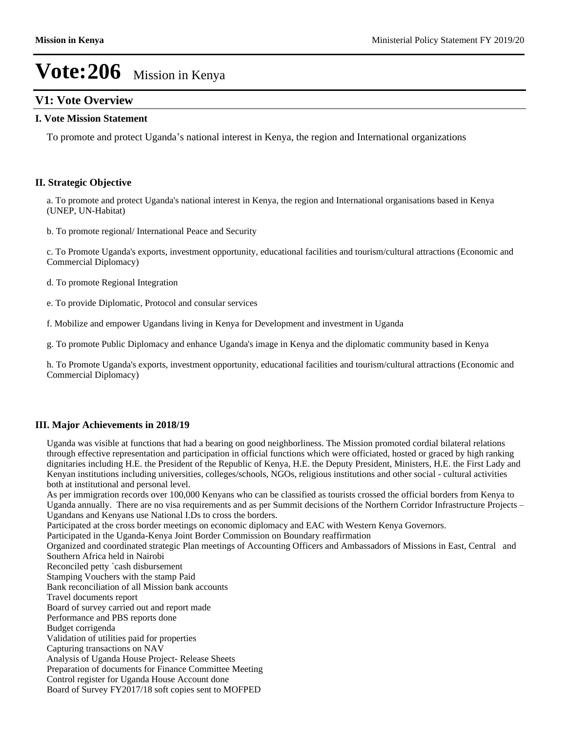# Vote:206 Mission in Kenya

## V1: Vote Overview

### I. Vote Mission Statement

To promote and protect Uganda's national interest in Kenya, the region and International organizations

### II. Strategic Objective

a. To promote and protect Uganda's national interest in Kenya, the region and International organisations based in Kenya (UNEP, UN-Habitat)

b. To promote regional/ International Peace and Security

c. To Promote Uganda's exports, investment opportunity, educational facilities and tourism/cultural attractions (Economic and Commercial Diplomacy)

d. To promote Regional Integration

e. To provide Diplomatic, Protocol and consular services

f. Mobilize and empower Ugandans living in Kenya for Development and investment in Uganda

g. To promote Public Diplomacy and enhance Uganda's image in Kenya and the diplomatic community based in Kenya

h. To Promote Uganda's exports, investment opportunity, educational facilities and tourism/cultural attractions (Economic and Commercial Diplomacy)

### III. Major Achievements in 2018/19

Uganda was visible at functions that had a bearing on good neighborliness. The Mission promoted cordial bilateral relations through effective representation and participation in official functions which were officiated, hosted or graced by high ranking dignitaries including H.E. the President of the Republic of Kenya, H.E. the Deputy President, Ministers, H.E. the First Lady and Kenyan institutions including universities, colleges/schools, NGOs, religious institutions and other social - cultural activities both at institutional and personal level.
As per immigration records over 100,000 Kenyans who can be classified as tourists crossed the official borders from Kenya to Uganda annually. There are no visa requirements and as per Summit decisions of the Northern Corridor Infrastructure Projects – Ugandans and Kenyans use National I.Ds to cross the borders.
Participated at the cross border meetings on economic diplomacy and EAC with Western Kenya Governors.
Participated in the Uganda-Kenya Joint Border Commission on Boundary reaffirmation
Organized and coordinated strategic Plan meetings of Accounting Officers and Ambassadors of Missions in East, Central and Southern Africa held in Nairobi
Reconciled petty `cash disbursement
Stamping Vouchers with the stamp Paid
Bank reconciliation of all Mission bank accounts
Travel documents report
Board of survey carried out and report made
Performance and PBS reports done
Budget corrigenda
Validation of utilities paid for properties
Capturing transactions on NAV
Analysis of Uganda House Project- Release Sheets
Preparation of documents for Finance Committee Meeting
Control register for Uganda House Account done
Board of Survey FY2017/18 soft copies sent to MOFPED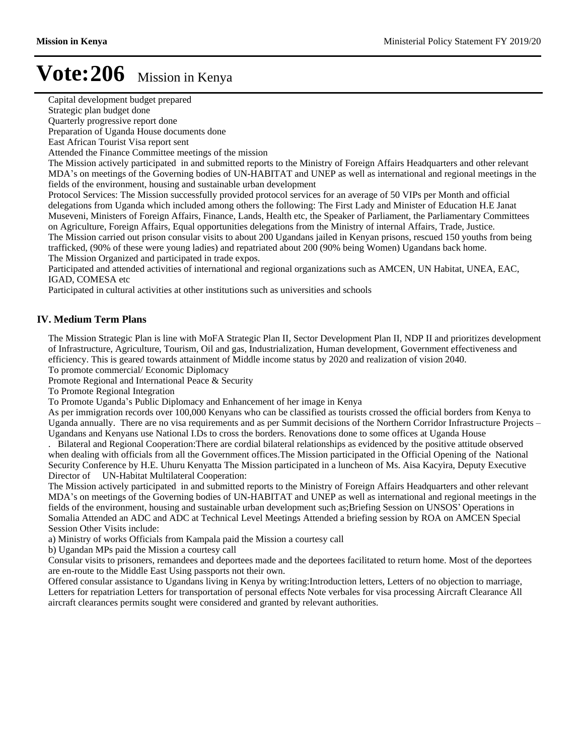# Vote:206 Mission in Kenya

Capital development budget prepared

Strategic plan budget done

Quarterly progressive report done

Preparation of Uganda House documents done

East African Tourist Visa report sent

Attended the Finance Committee meetings of the mission

The Mission actively participated in and submitted reports to the Ministry of Foreign Affairs Headquarters and other relevant MDA's on meetings of the Governing bodies of UN-HABITAT and UNEP as well as international and regional meetings in the fields of the environment, housing and sustainable urban development

Protocol Services: The Mission successfully provided protocol services for an average of 50 VIPs per Month and official delegations from Uganda which included among others the following: The First Lady and Minister of Education H.E Janat Museveni, Ministers of Foreign Affairs, Finance, Lands, Health etc, the Speaker of Parliament, the Parliamentary Committees on Agriculture, Foreign Affairs, Equal opportunities delegations from the Ministry of internal Affairs, Trade, Justice.

The Mission carried out prison consular visits to about 200 Ugandans jailed in Kenyan prisons, rescued 150 youths from being trafficked, (90% of these were young ladies) and repatriated about 200 (90% being Women) Ugandans back home.

The Mission Organized and participated in trade expos.

Participated and attended activities of international and regional organizations such as AMCEN, UN Habitat, UNEA, EAC, IGAD, COMESA etc

Participated in cultural activities at other institutions such as universities and schools

## IV. Medium Term Plans

The Mission Strategic Plan is line with MoFA Strategic Plan II, Sector Development Plan II, NDP II and prioritizes development of Infrastructure, Agriculture, Tourism, Oil and gas, Industrialization, Human development, Government effectiveness and efficiency. This is geared towards attainment of Middle income status by 2020 and realization of vision 2040.

To promote commercial/ Economic Diplomacy

Promote Regional and International Peace & Security

To Promote Regional Integration

To Promote Uganda's Public Diplomacy and Enhancement of her image in Kenya

As per immigration records over 100,000 Kenyans who can be classified as tourists crossed the official borders from Kenya to Uganda annually. There are no visa requirements and as per Summit decisions of the Northern Corridor Infrastructure Projects – Ugandans and Kenyans use National I.Ds to cross the borders. Renovations done to some offices at Uganda House

. Bilateral and Regional Cooperation:There are cordial bilateral relationships as evidenced by the positive attitude observed when dealing with officials from all the Government offices.The Mission participated in the Official Opening of the National Security Conference by H.E. Uhuru Kenyatta The Mission participated in a luncheon of Ms. Aisa Kacyira, Deputy Executive Director of UN-Habitat Multilateral Cooperation:

The Mission actively participated in and submitted reports to the Ministry of Foreign Affairs Headquarters and other relevant MDA's on meetings of the Governing bodies of UN-HABITAT and UNEP as well as international and regional meetings in the fields of the environment, housing and sustainable urban development such as;Briefing Session on UNSOS' Operations in Somalia Attended an ADC and ADC at Technical Level Meetings Attended a briefing session by ROA on AMCEN Special Session Other Visits include:

a) Ministry of works Officials from Kampala paid the Mission a courtesy call

b) Ugandan MPs paid the Mission a courtesy call

Consular visits to prisoners, remandees and deportees made and the deportees facilitated to return home. Most of the deportees are en-route to the Middle East Using passports not their own.

Offered consular assistance to Ugandans living in Kenya by writing:Introduction letters, Letters of no objection to marriage, Letters for repatriation Letters for transportation of personal effects Note verbales for visa processing Aircraft Clearance All aircraft clearances permits sought were considered and granted by relevant authorities.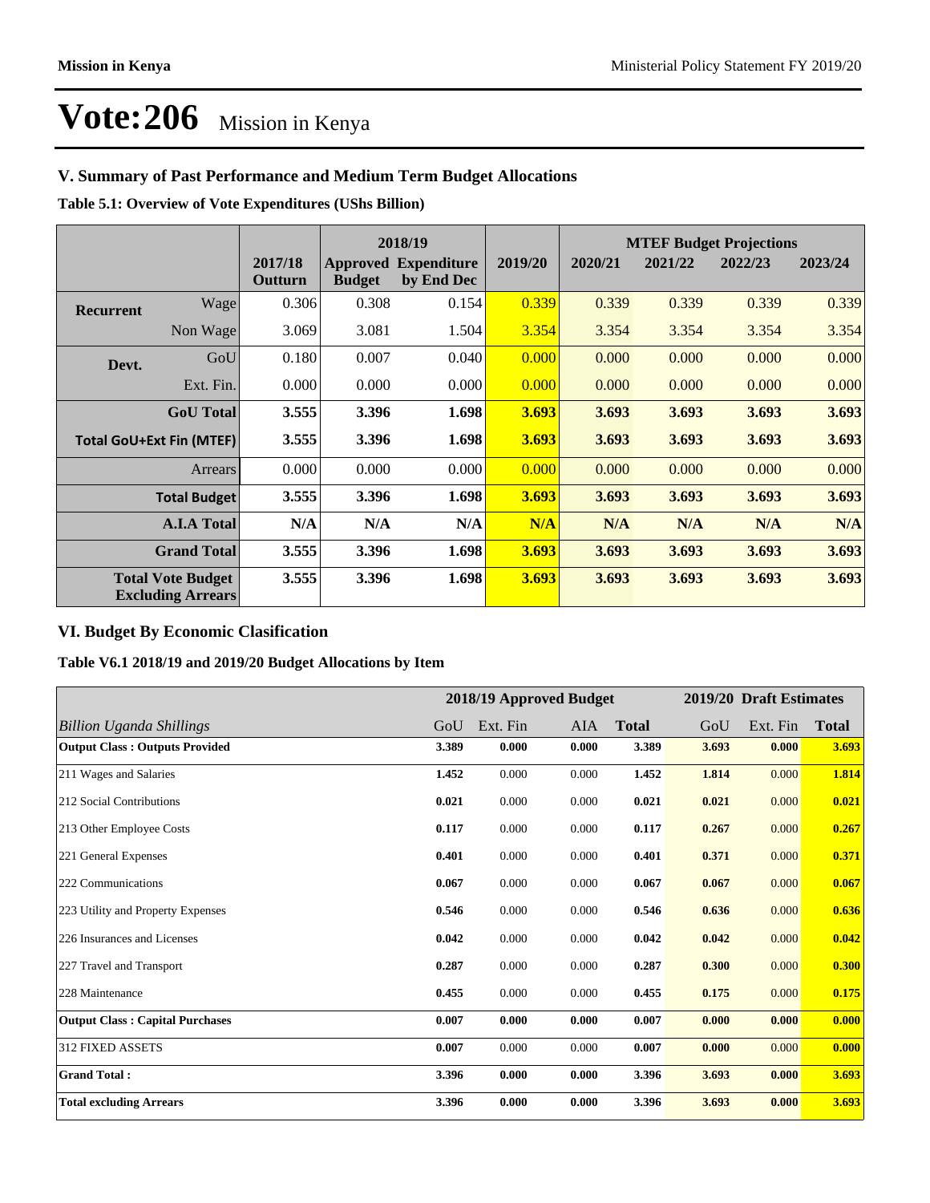# Vote:206 Mission in Kenya

## V. Summary of Past Performance and Medium Term Budget Allocations

**Table 5.1: Overview of Vote Expenditures (UShs Billion)**

| | | | 2018/19 | | | MTEF Budget Projections | | | |
|---|---|---|---|---|---|---|---|---|---|
| | | 2017/18 Outturn | Approved Budget | Expenditure by End Dec | 2019/20 | 2020/21 | 2021/22 | 2022/23 | 2023/24 |
| **Recurrent** | Wage | 0.306 | 0.308 | 0.154 | 0.339 | 0.339 | 0.339 | 0.339 | 0.339 |
| | Non Wage | 3.069 | 3.081 | 1.504 | 3.354 | 3.354 | 3.354 | 3.354 | 3.354 |
| **Devt.** | GoU | 0.180 | 0.007 | 0.040 | 0.000 | 0.000 | 0.000 | 0.000 | 0.000 |
| | Ext. Fin. | 0.000 | 0.000 | 0.000 | 0.000 | 0.000 | 0.000 | 0.000 | 0.000 |
| | **GoU Total** | **3.555** | **3.396** | **1.698** | **3.693** | **3.693** | **3.693** | **3.693** | **3.693** |
| **Total GoU+Ext Fin (MTEF)** | | **3.555** | **3.396** | **1.698** | **3.693** | **3.693** | **3.693** | **3.693** | **3.693** |
| | Arrears | 0.000 | 0.000 | 0.000 | 0.000 | 0.000 | 0.000 | 0.000 | 0.000 |
| | **Total Budget** | **3.555** | **3.396** | **1.698** | **3.693** | **3.693** | **3.693** | **3.693** | **3.693** |
| | **A.I.A Total** | **N/A** | **N/A** | **N/A** | **N/A** | **N/A** | **N/A** | **N/A** | **N/A** |
| | **Grand Total** | **3.555** | **3.396** | **1.698** | **3.693** | **3.693** | **3.693** | **3.693** | **3.693** |
| | **Total Vote Budget Excluding Arrears** | **3.555** | **3.396** | **1.698** | **3.693** | **3.693** | **3.693** | **3.693** | **3.693** |

## VI. Budget By Economic Clasification

**Table V6.1 2018/19 and 2019/20 Budget Allocations by Item**

| | 2018/19 Approved Budget | | | | 2019/20 Draft Estimates | | |
|---|---|---|---|---|---|---|---|
| *Billion Uganda Shillings* | GoU | Ext. Fin | AIA | **Total** | GoU | Ext. Fin | **Total** |
| **Output Class : Outputs Provided** | **3.389** | **0.000** | **0.000** | **3.389** | **3.693** | **0.000** | **3.693** |
| 211 Wages and Salaries | **1.452** | 0.000 | 0.000 | **1.452** | **1.814** | 0.000 | **1.814** |
| 212 Social Contributions | **0.021** | 0.000 | 0.000 | **0.021** | **0.021** | 0.000 | **0.021** |
| 213 Other Employee Costs | **0.117** | 0.000 | 0.000 | **0.117** | **0.267** | 0.000 | **0.267** |
| 221 General Expenses | **0.401** | 0.000 | 0.000 | **0.401** | **0.371** | 0.000 | **0.371** |
| 222 Communications | **0.067** | 0.000 | 0.000 | **0.067** | **0.067** | 0.000 | **0.067** |
| 223 Utility and Property Expenses | **0.546** | 0.000 | 0.000 | **0.546** | **0.636** | 0.000 | **0.636** |
| 226 Insurances and Licenses | **0.042** | 0.000 | 0.000 | **0.042** | **0.042** | 0.000 | **0.042** |
| 227 Travel and Transport | **0.287** | 0.000 | 0.000 | **0.287** | **0.300** | 0.000 | **0.300** |
| 228 Maintenance | **0.455** | 0.000 | 0.000 | **0.455** | **0.175** | 0.000 | **0.175** |
| **Output Class : Capital Purchases** | **0.007** | **0.000** | **0.000** | **0.007** | **0.000** | **0.000** | **0.000** |
| 312 FIXED ASSETS | **0.007** | 0.000 | 0.000 | **0.007** | **0.000** | 0.000 | **0.000** |
| **Grand Total :** | **3.396** | **0.000** | **0.000** | **3.396** | **3.693** | **0.000** | **3.693** |
| **Total excluding Arrears** | **3.396** | **0.000** | **0.000** | **3.396** | **3.693** | **0.000** | **3.693** |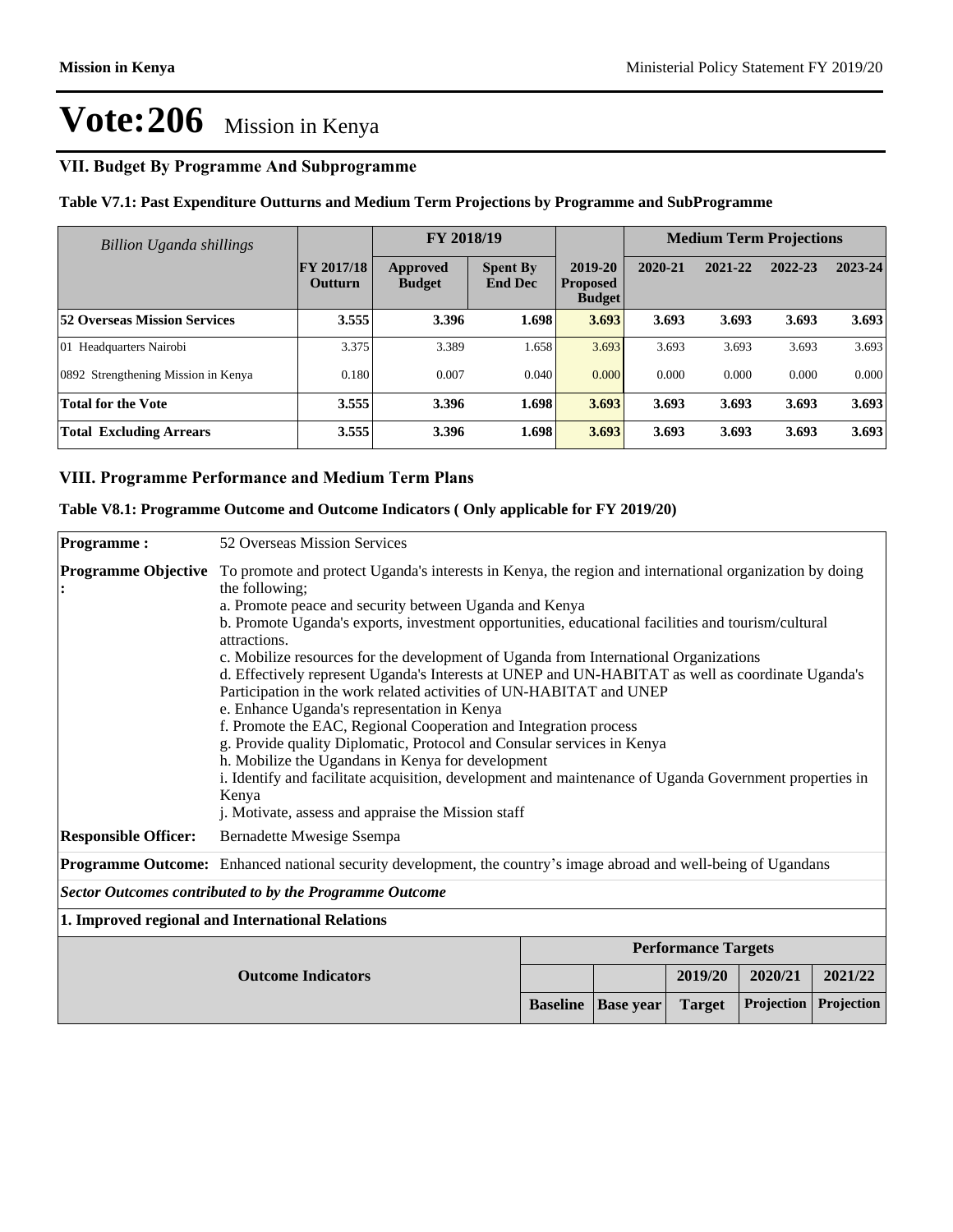# Vote:206 Mission in Kenya

## VII. Budget By Programme And Subprogramme

### Table V7.1: Past Expenditure Outturns and Medium Term Projections by Programme and SubProgramme

| *Billion Uganda shillings* | | FY 2018/19 | | | Medium Term Projections | | | |
|---|---|---|---|---|---|---|---|---|
| | FY 2017/18 Outturn | Approved Budget | Spent By End Dec | 2019-20 Proposed Budget | 2020-21 | 2021-22 | 2022-23 | 2023-24 |
| **52 Overseas Mission Services** | **3.555** | **3.396** | **1.698** | **3.693** | **3.693** | **3.693** | **3.693** | **3.693** |
| 01 Headquarters Nairobi | 3.375 | 3.389 | 1.658 | 3.693 | 3.693 | 3.693 | 3.693 | 3.693 |
| 0892 Strengthening Mission in Kenya | 0.180 | 0.007 | 0.040 | 0.000 | 0.000 | 0.000 | 0.000 | 0.000 |
| **Total for the Vote** | **3.555** | **3.396** | **1.698** | **3.693** | **3.693** | **3.693** | **3.693** | **3.693** |
| **Total Excluding Arrears** | **3.555** | **3.396** | **1.698** | **3.693** | **3.693** | **3.693** | **3.693** | **3.693** |

## VIII. Programme Performance and Medium Term Plans

### Table V8.1: Programme Outcome and Outcome Indicators ( Only applicable for FY 2019/20)

**Programme :** 52 Overseas Mission Services

**Programme Objective :** To promote and protect Uganda's interests in Kenya, the region and international organization by doing the following;

a. Promote peace and security between Uganda and Kenya
b. Promote Uganda's exports, investment opportunities, educational facilities and tourism/cultural attractions.
c. Mobilize resources for the development of Uganda from International Organizations
d. Effectively represent Uganda's Interests at UNEP and UN-HABITAT as well as coordinate Uganda's Participation in the work related activities of UN-HABITAT and UNEP
e. Enhance Uganda's representation in Kenya
f. Promote the EAC, Regional Cooperation and Integration process
g. Provide quality Diplomatic, Protocol and Consular services in Kenya
h. Mobilize the Ugandans in Kenya for development
i. Identify and facilitate acquisition, development and maintenance of Uganda Government properties in Kenya
j. Motivate, assess and appraise the Mission staff

**Responsible Officer:** Bernadette Mwesige Ssempa

**Programme Outcome:** Enhanced national security development, the country's image abroad and well-being of Ugandans

***Sector Outcomes contributed to by the Programme Outcome***

**1. Improved regional and International Relations**

| Outcome Indicators | Performance Targets | | | | |
|---|---|---|---|---|---|
| | | | 2019/20 | 2020/21 | 2021/22 |
| | Baseline | Base year | Target | Projection | Projection |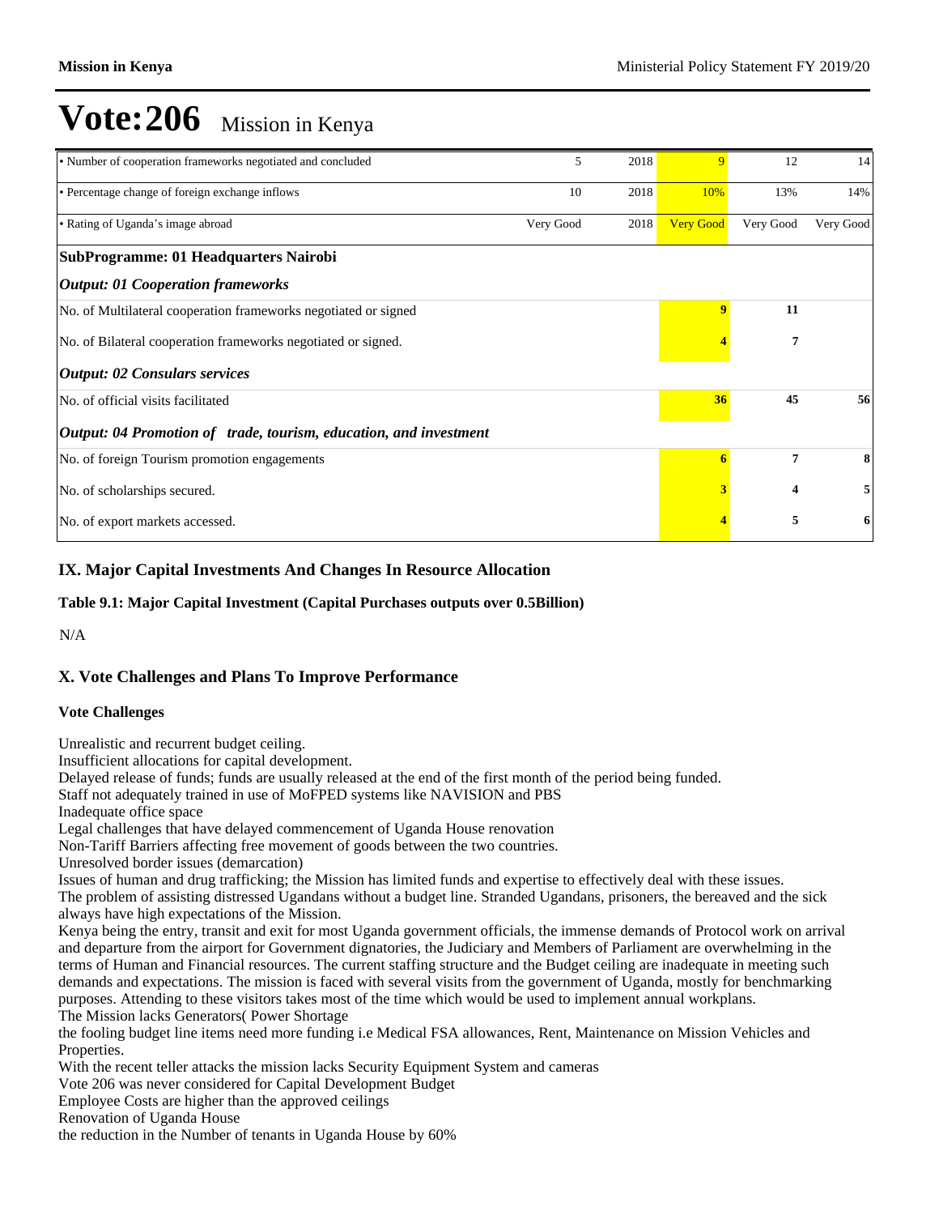# Vote:206 Mission in Kenya

| | | | | | |
|---|---|---|---|---|---|
| • Number of cooperation frameworks negotiated and concluded | 5 | 2018 | 9 | 12 | 14 |
| • Percentage change of foreign exchange inflows | 10 | 2018 | 10% | 13% | 14% |
| • Rating of Uganda's image abroad | Very Good | 2018 | Very Good | Very Good | Very Good |
| **SubProgramme: 01 Headquarters Nairobi** | | | | | |
| ***Output: 01 Cooperation frameworks*** | | | | | |
| No. of Multilateral cooperation frameworks negotiated or signed | | | **9** | **11** | |
| No. of Bilateral cooperation frameworks negotiated or signed. | | | **4** | **7** | |
| ***Output: 02 Consulars services*** | | | | | |
| No. of official visits facilitated | | | **36** | **45** | **56** |
| ***Output: 04 Promotion of trade, tourism, education, and investment*** | | | | | |
| No. of foreign Tourism promotion engagements | | | **6** | **7** | **8** |
| No. of scholarships secured. | | | **3** | **4** | **5** |
| No. of export markets accessed. | | | **4** | **5** | **6** |

## IX. Major Capital Investments And Changes In Resource Allocation

**Table 9.1: Major Capital Investment (Capital Purchases outputs over 0.5Billion)**

N/A

## X. Vote Challenges and Plans To Improve Performance

**Vote Challenges**

Unrealistic and recurrent budget ceiling.
Insufficient allocations for capital development.
Delayed release of funds; funds are usually released at the end of the first month of the period being funded.
Staff not adequately trained in use of MoFPED systems like NAVISION and PBS
Inadequate office space
Legal challenges that have delayed commencement of Uganda House renovation
Non-Tariff Barriers affecting free movement of goods between the two countries.
Unresolved border issues (demarcation)
Issues of human and drug trafficking; the Mission has limited funds and expertise to effectively deal with these issues.
The problem of assisting distressed Ugandans without a budget line. Stranded Ugandans, prisoners, the bereaved and the sick always have high expectations of the Mission.
Kenya being the entry, transit and exit for most Uganda government officials, the immense demands of Protocol work on arrival and departure from the airport for Government dignatories, the Judiciary and Members of Parliament are overwhelming in the terms of Human and Financial resources. The current staffing structure and the Budget ceiling are inadequate in meeting such demands and expectations. The mission is faced with several visits from the government of Uganda, mostly for benchmarking purposes. Attending to these visitors takes most of the time which would be used to implement annual workplans.
The Mission lacks Generators( Power Shortage
the fooling budget line items need more funding i.e Medical FSA allowances, Rent, Maintenance on Mission Vehicles and Properties.
With the recent teller attacks the mission lacks Security Equipment System and cameras
Vote 206 was never considered for Capital Development Budget
Employee Costs are higher than the approved ceilings
Renovation of Uganda House
the reduction in the Number of tenants in Uganda House by 60%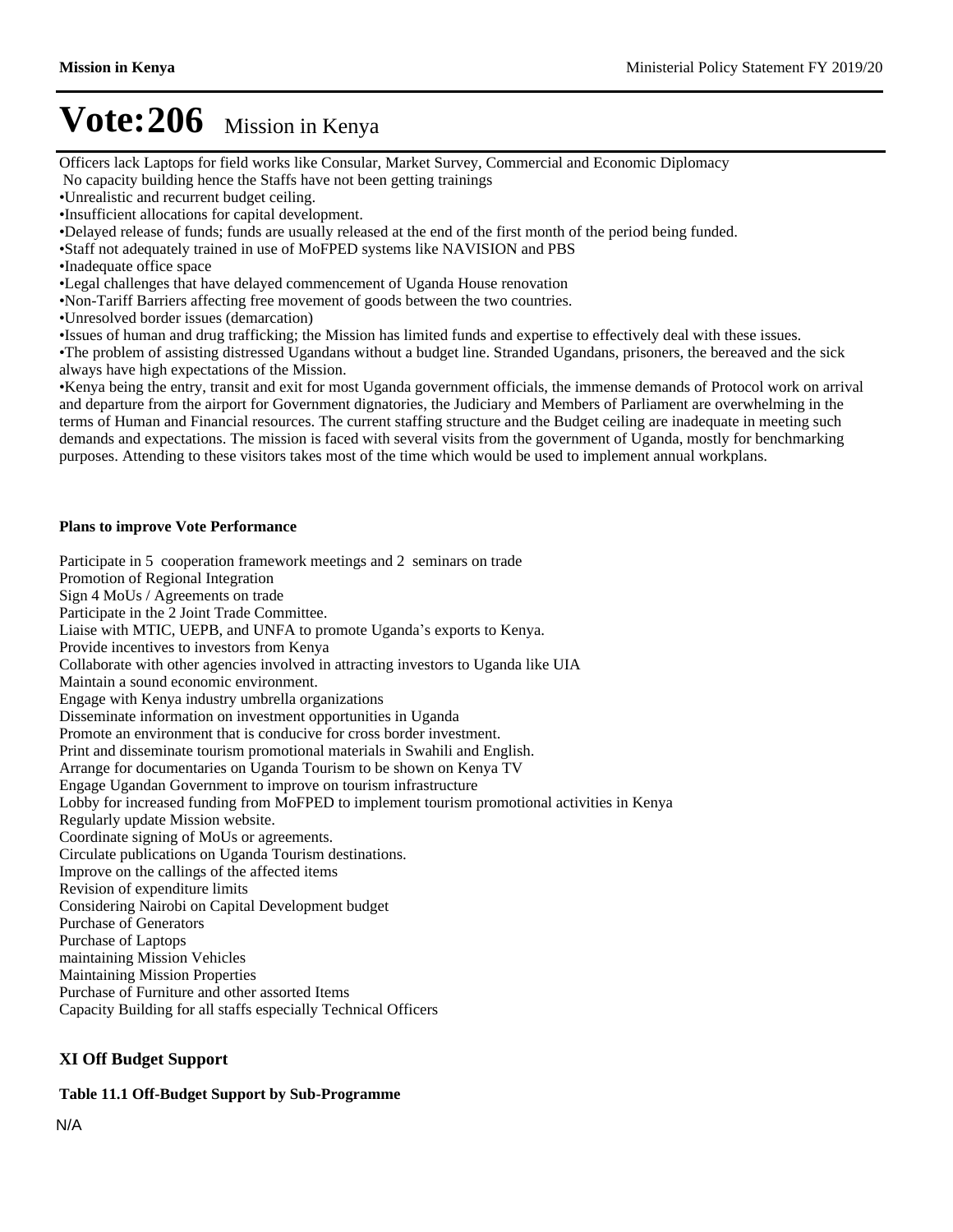# Vote:206 Mission in Kenya

Officers lack Laptops for field works like Consular, Market Survey, Commercial and Economic Diplomacy

No capacity building hence the Staffs have not been getting trainings

•Unrealistic and recurrent budget ceiling.

•Insufficient allocations for capital development.

•Delayed release of funds; funds are usually released at the end of the first month of the period being funded.

•Staff not adequately trained in use of MoFPED systems like NAVISION and PBS

•Inadequate office space

•Legal challenges that have delayed commencement of Uganda House renovation

•Non-Tariff Barriers affecting free movement of goods between the two countries.

•Unresolved border issues (demarcation)

•Issues of human and drug trafficking; the Mission has limited funds and expertise to effectively deal with these issues.

•The problem of assisting distressed Ugandans without a budget line. Stranded Ugandans, prisoners, the bereaved and the sick always have high expectations of the Mission.

•Kenya being the entry, transit and exit for most Uganda government officials, the immense demands of Protocol work on arrival and departure from the airport for Government dignatories, the Judiciary and Members of Parliament are overwhelming in the terms of Human and Financial resources. The current staffing structure and the Budget ceiling are inadequate in meeting such demands and expectations. The mission is faced with several visits from the government of Uganda, mostly for benchmarking purposes. Attending to these visitors takes most of the time which would be used to implement annual workplans.

**Plans to improve Vote Performance**

Participate in 5 cooperation framework meetings and 2 seminars on trade
Promotion of Regional Integration
Sign 4 MoUs / Agreements on trade
Participate in the 2 Joint Trade Committee.
Liaise with MTIC, UEPB, and UNFA to promote Uganda's exports to Kenya.
Provide incentives to investors from Kenya
Collaborate with other agencies involved in attracting investors to Uganda like UIA
Maintain a sound economic environment.
Engage with Kenya industry umbrella organizations
Disseminate information on investment opportunities in Uganda
Promote an environment that is conducive for cross border investment.
Print and disseminate tourism promotional materials in Swahili and English.
Arrange for documentaries on Uganda Tourism to be shown on Kenya TV
Engage Ugandan Government to improve on tourism infrastructure
Lobby for increased funding from MoFPED to implement tourism promotional activities in Kenya
Regularly update Mission website.
Coordinate signing of MoUs or agreements.
Circulate publications on Uganda Tourism destinations.
Improve on the callings of the affected items
Revision of expenditure limits
Considering Nairobi on Capital Development budget
Purchase of Generators
Purchase of Laptops
maintaining Mission Vehicles
Maintaining Mission Properties
Purchase of Furniture and other assorted Items
Capacity Building for all staffs especially Technical Officers

## XI Off Budget Support

**Table 11.1 Off-Budget Support by Sub-Programme**

N/A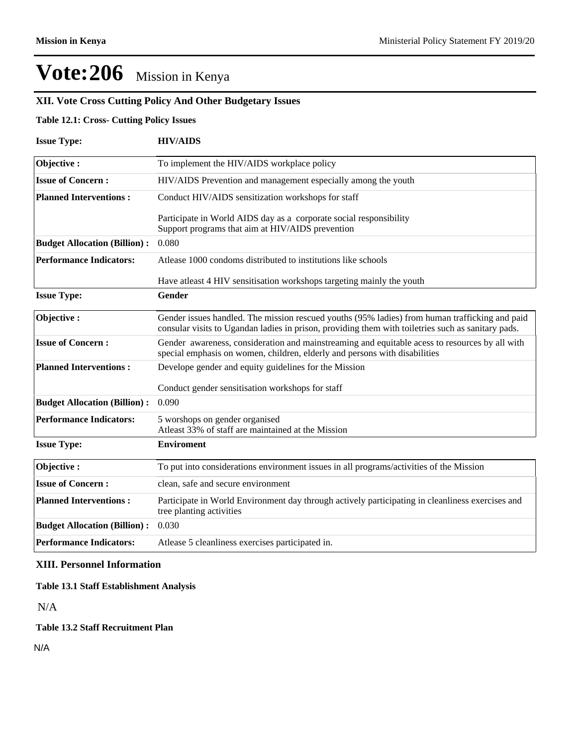# Vote:206 Mission in Kenya

## XII. Vote Cross Cutting Policy And Other Budgetary Issues

**Table 12.1: Cross- Cutting Policy Issues**

**Issue Type:** **HIV/AIDS**

| | |
|---|---|
| **Objective :** | To implement the HIV/AIDS workplace policy |
| **Issue of Concern :** | HIV/AIDS Prevention and management especially among the youth |
| **Planned Interventions :** | Conduct HIV/AIDS sensitization workshops for staff<br><br>Participate in World AIDS day as a corporate social responsibility<br>Support programs that aim at HIV/AIDS prevention |
| **Budget Allocation (Billion) :** | 0.080 |
| **Performance Indicators:** | Atlease 1000 condoms distributed to institutions like schools<br><br>Have atleast 4 HIV sensitisation workshops targeting mainly the youth |

**Issue Type:** **Gender**

| | |
|---|---|
| **Objective :** | Gender issues handled. The mission rescued youths (95% ladies) from human trafficking and paid consular visits to Ugandan ladies in prison, providing them with toiletries such as sanitary pads. |
| **Issue of Concern :** | Gender awareness, consideration and mainstreaming and equitable acess to resources by all with special emphasis on women, children, elderly and persons with disabilities |
| **Planned Interventions :** | Develope gender and equity guidelines for the Mission<br><br>Conduct gender sensitisation workshops for staff |
| **Budget Allocation (Billion) :** | 0.090 |
| **Performance Indicators:** | 5 worshops on gender organised<br>Atleast 33% of staff are maintained at the Mission |

**Issue Type:** **Enviroment**

| | |
|---|---|
| **Objective :** | To put into considerations environment issues in all programs/activities of the Mission |
| **Issue of Concern :** | clean, safe and secure environment |
| **Planned Interventions :** | Participate in World Environment day through actively participating in cleanliness exercises and tree planting activities |
| **Budget Allocation (Billion) :** | 0.030 |
| **Performance Indicators:** | Atlease 5 cleanliness exercises participated in. |

## XIII. Personnel Information

**Table 13.1 Staff Establishment Analysis**

N/A

**Table 13.2 Staff Recruitment Plan**

N/A